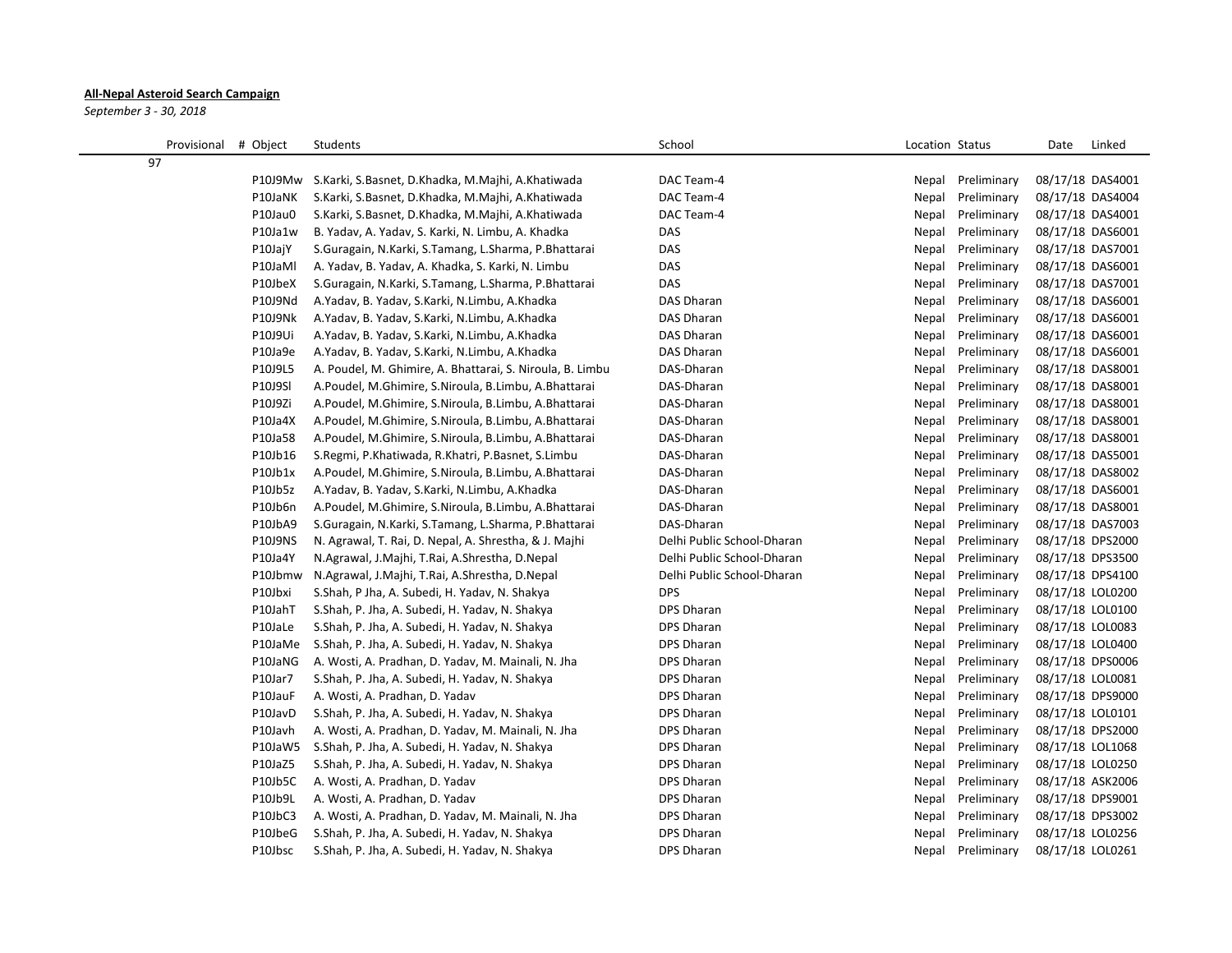**All-Nepal Asteroid Search Campaign**

*September 3 - 30, 2018*

| Provisional | # Object | Students | School | Location | Status | Date | Linked |
|---|---|---|---|---|---|---|---|
| 97 | | | | | | | |
| | P10J9Mw | S.Karki, S.Basnet, D.Khadka, M.Majhi, A.Khatiwada | DAC Team-4 | Nepal | Preliminary | 08/17/18 | DAS4001 |
| | P10JaNK | S.Karki, S.Basnet, D.Khadka, M.Majhi, A.Khatiwada | DAC Team-4 | Nepal | Preliminary | 08/17/18 | DAS4004 |
| | P10Jau0 | S.Karki, S.Basnet, D.Khadka, M.Majhi, A.Khatiwada | DAC Team-4 | Nepal | Preliminary | 08/17/18 | DAS4001 |
| | P10Ja1w | B. Yadav, A. Yadav, S. Karki, N. Limbu, A. Khadka | DAS | Nepal | Preliminary | 08/17/18 | DAS6001 |
| | P10JajY | S.Guragain, N.Karki, S.Tamang, L.Sharma, P.Bhattarai | DAS | Nepal | Preliminary | 08/17/18 | DAS7001 |
| | P10JaMl | A. Yadav, B. Yadav, A. Khadka, S. Karki, N. Limbu | DAS | Nepal | Preliminary | 08/17/18 | DAS6001 |
| | P10JbeX | S.Guragain, N.Karki, S.Tamang, L.Sharma, P.Bhattarai | DAS | Nepal | Preliminary | 08/17/18 | DAS7001 |
| | P10J9Nd | A.Yadav, B. Yadav, S.Karki, N.Limbu, A.Khadka | DAS Dharan | Nepal | Preliminary | 08/17/18 | DAS6001 |
| | P10J9Nk | A.Yadav, B. Yadav, S.Karki, N.Limbu, A.Khadka | DAS Dharan | Nepal | Preliminary | 08/17/18 | DAS6001 |
| | P10J9Ui | A.Yadav, B. Yadav, S.Karki, N.Limbu, A.Khadka | DAS Dharan | Nepal | Preliminary | 08/17/18 | DAS6001 |
| | P10Ja9e | A.Yadav, B. Yadav, S.Karki, N.Limbu, A.Khadka | DAS Dharan | Nepal | Preliminary | 08/17/18 | DAS6001 |
| | P10J9L5 | A. Poudel, M. Ghimire, A. Bhattarai, S. Niroula, B. Limbu | DAS-Dharan | Nepal | Preliminary | 08/17/18 | DAS8001 |
| | P10J9Sl | A.Poudel, M.Ghimire, S.Niroula, B.Limbu, A.Bhattarai | DAS-Dharan | Nepal | Preliminary | 08/17/18 | DAS8001 |
| | P10J9Zi | A.Poudel, M.Ghimire, S.Niroula, B.Limbu, A.Bhattarai | DAS-Dharan | Nepal | Preliminary | 08/17/18 | DAS8001 |
| | P10Ja4X | A.Poudel, M.Ghimire, S.Niroula, B.Limbu, A.Bhattarai | DAS-Dharan | Nepal | Preliminary | 08/17/18 | DAS8001 |
| | P10Ja58 | A.Poudel, M.Ghimire, S.Niroula, B.Limbu, A.Bhattarai | DAS-Dharan | Nepal | Preliminary | 08/17/18 | DAS8001 |
| | P10Jb16 | S.Regmi, P.Khatiwada, R.Khatri, P.Basnet, S.Limbu | DAS-Dharan | Nepal | Preliminary | 08/17/18 | DAS5001 |
| | P10Jb1x | A.Poudel, M.Ghimire, S.Niroula, B.Limbu, A.Bhattarai | DAS-Dharan | Nepal | Preliminary | 08/17/18 | DAS8002 |
| | P10Jb5z | A.Yadav, B. Yadav, S.Karki, N.Limbu, A.Khadka | DAS-Dharan | Nepal | Preliminary | 08/17/18 | DAS6001 |
| | P10Jb6n | A.Poudel, M.Ghimire, S.Niroula, B.Limbu, A.Bhattarai | DAS-Dharan | Nepal | Preliminary | 08/17/18 | DAS8001 |
| | P10JbA9 | S.Guragain, N.Karki, S.Tamang, L.Sharma, P.Bhattarai | DAS-Dharan | Nepal | Preliminary | 08/17/18 | DAS7003 |
| | P10J9NS | N. Agrawal, T. Rai, D. Nepal, A. Shrestha, & J. Majhi | Delhi Public School-Dharan | Nepal | Preliminary | 08/17/18 | DPS2000 |
| | P10Ja4Y | N.Agrawal, J.Majhi, T.Rai, A.Shrestha, D.Nepal | Delhi Public School-Dharan | Nepal | Preliminary | 08/17/18 | DPS3500 |
| | P10Jbmw | N.Agrawal, J.Majhi, T.Rai, A.Shrestha, D.Nepal | Delhi Public School-Dharan | Nepal | Preliminary | 08/17/18 | DPS4100 |
| | P10Jbxi | S.Shah, P Jha, A. Subedi, H. Yadav, N. Shakya | DPS | Nepal | Preliminary | 08/17/18 | LOL0200 |
| | P10JahT | S.Shah, P. Jha, A. Subedi, H. Yadav, N. Shakya | DPS Dharan | Nepal | Preliminary | 08/17/18 | LOL0100 |
| | P10JaLe | S.Shah, P. Jha, A. Subedi, H. Yadav, N. Shakya | DPS Dharan | Nepal | Preliminary | 08/17/18 | LOL0083 |
| | P10JaMe | S.Shah, P. Jha, A. Subedi, H. Yadav, N. Shakya | DPS Dharan | Nepal | Preliminary | 08/17/18 | LOL0400 |
| | P10JaNG | A. Wosti, A. Pradhan, D. Yadav, M. Mainali, N. Jha | DPS Dharan | Nepal | Preliminary | 08/17/18 | DPS0006 |
| | P10Jar7 | S.Shah, P. Jha, A. Subedi, H. Yadav, N. Shakya | DPS Dharan | Nepal | Preliminary | 08/17/18 | LOL0081 |
| | P10JauF | A. Wosti, A. Pradhan, D. Yadav | DPS Dharan | Nepal | Preliminary | 08/17/18 | DPS9000 |
| | P10JavD | S.Shah, P. Jha, A. Subedi, H. Yadav, N. Shakya | DPS Dharan | Nepal | Preliminary | 08/17/18 | LOL0101 |
| | P10Javh | A. Wosti, A. Pradhan, D. Yadav, M. Mainali, N. Jha | DPS Dharan | Nepal | Preliminary | 08/17/18 | DPS2000 |
| | P10JaW5 | S.Shah, P. Jha, A. Subedi, H. Yadav, N. Shakya | DPS Dharan | Nepal | Preliminary | 08/17/18 | LOL1068 |
| | P10JaZ5 | S.Shah, P. Jha, A. Subedi, H. Yadav, N. Shakya | DPS Dharan | Nepal | Preliminary | 08/17/18 | LOL0250 |
| | P10Jb5C | A. Wosti, A. Pradhan, D. Yadav | DPS Dharan | Nepal | Preliminary | 08/17/18 | ASK2006 |
| | P10Jb9L | A. Wosti, A. Pradhan, D. Yadav | DPS Dharan | Nepal | Preliminary | 08/17/18 | DPS9001 |
| | P10JbC3 | A. Wosti, A. Pradhan, D. Yadav, M. Mainali, N. Jha | DPS Dharan | Nepal | Preliminary | 08/17/18 | DPS3002 |
| | P10JbeG | S.Shah, P. Jha, A. Subedi, H. Yadav, N. Shakya | DPS Dharan | Nepal | Preliminary | 08/17/18 | LOL0256 |
| | P10Jbsc | S.Shah, P. Jha, A. Subedi, H. Yadav, N. Shakya | DPS Dharan | Nepal | Preliminary | 08/17/18 | LOL0261 |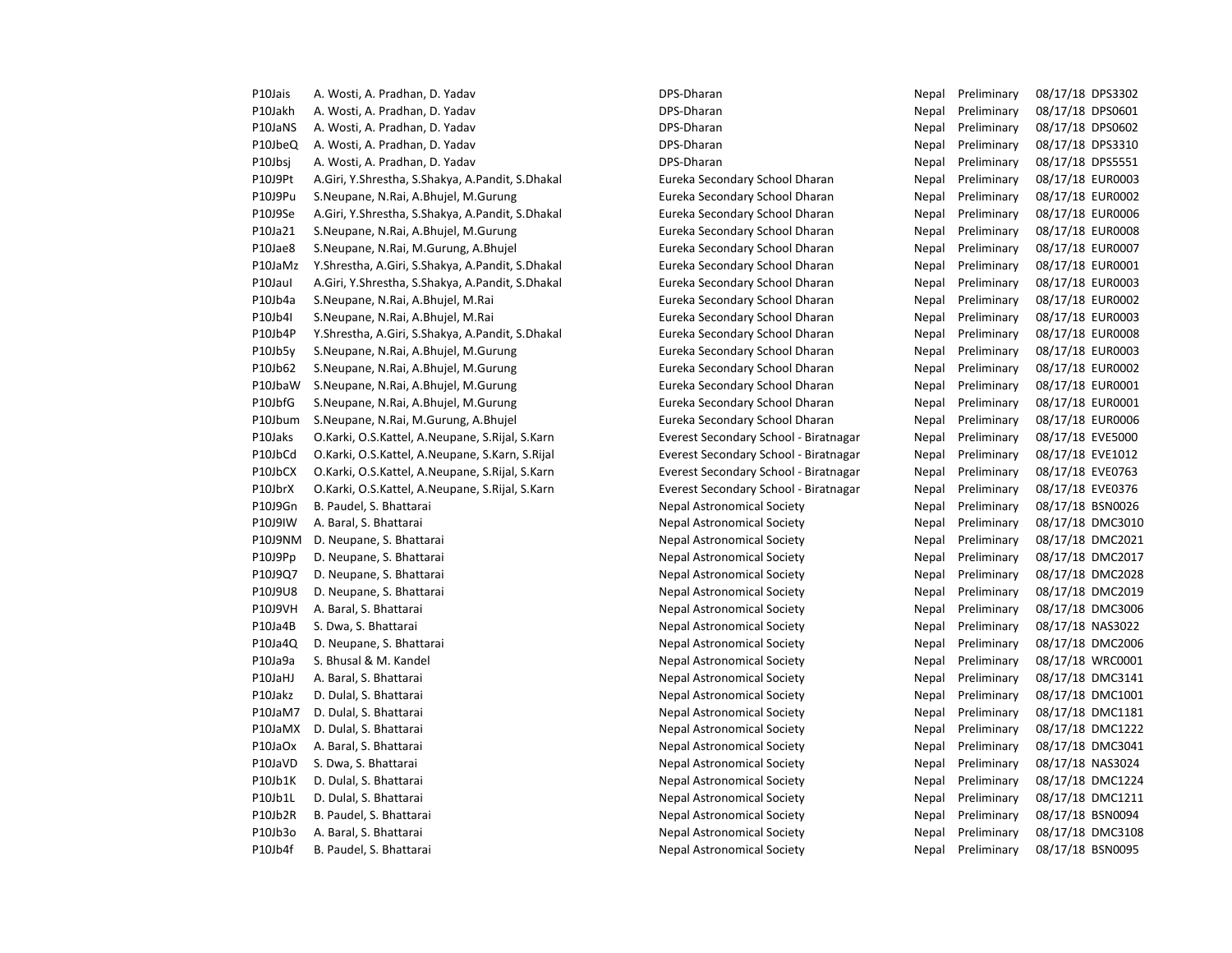| | | | | | | |
|---|---|---|---|---|---|---|
| P10Jais | A. Wosti, A. Pradhan, D. Yadav | DPS-Dharan | Nepal | Preliminary | 08/17/18 | DPS3302 |
| P10Jakh | A. Wosti, A. Pradhan, D. Yadav | DPS-Dharan | Nepal | Preliminary | 08/17/18 | DPS0601 |
| P10JaNS | A. Wosti, A. Pradhan, D. Yadav | DPS-Dharan | Nepal | Preliminary | 08/17/18 | DPS0602 |
| P10JbeQ | A. Wosti, A. Pradhan, D. Yadav | DPS-Dharan | Nepal | Preliminary | 08/17/18 | DPS3310 |
| P10Jbsj | A. Wosti, A. Pradhan, D. Yadav | DPS-Dharan | Nepal | Preliminary | 08/17/18 | DPS5551 |
| P10J9Pt | A.Giri, Y.Shrestha, S.Shakya, A.Pandit, S.Dhakal | Eureka Secondary School Dharan | Nepal | Preliminary | 08/17/18 | EUR0003 |
| P10J9Pu | S.Neupane, N.Rai, A.Bhujel, M.Gurung | Eureka Secondary School Dharan | Nepal | Preliminary | 08/17/18 | EUR0002 |
| P10J9Se | A.Giri, Y.Shrestha, S.Shakya, A.Pandit, S.Dhakal | Eureka Secondary School Dharan | Nepal | Preliminary | 08/17/18 | EUR0006 |
| P10Ja21 | S.Neupane, N.Rai, A.Bhujel, M.Gurung | Eureka Secondary School Dharan | Nepal | Preliminary | 08/17/18 | EUR0008 |
| P10Jae8 | S.Neupane, N.Rai, M.Gurung, A.Bhujel | Eureka Secondary School Dharan | Nepal | Preliminary | 08/17/18 | EUR0007 |
| P10JaMz | Y.Shrestha, A.Giri, S.Shakya, A.Pandit, S.Dhakal | Eureka Secondary School Dharan | Nepal | Preliminary | 08/17/18 | EUR0001 |
| P10JauI | A.Giri, Y.Shrestha, S.Shakya, A.Pandit, S.Dhakal | Eureka Secondary School Dharan | Nepal | Preliminary | 08/17/18 | EUR0003 |
| P10Jb4a | S.Neupane, N.Rai, A.Bhujel, M.Rai | Eureka Secondary School Dharan | Nepal | Preliminary | 08/17/18 | EUR0002 |
| P10Jb4I | S.Neupane, N.Rai, A.Bhujel, M.Rai | Eureka Secondary School Dharan | Nepal | Preliminary | 08/17/18 | EUR0003 |
| P10Jb4P | Y.Shrestha, A.Giri, S.Shakya, A.Pandit, S.Dhakal | Eureka Secondary School Dharan | Nepal | Preliminary | 08/17/18 | EUR0008 |
| P10Jb5y | S.Neupane, N.Rai, A.Bhujel, M.Gurung | Eureka Secondary School Dharan | Nepal | Preliminary | 08/17/18 | EUR0003 |
| P10Jb62 | S.Neupane, N.Rai, A.Bhujel, M.Gurung | Eureka Secondary School Dharan | Nepal | Preliminary | 08/17/18 | EUR0002 |
| P10JbaW | S.Neupane, N.Rai, A.Bhujel, M.Gurung | Eureka Secondary School Dharan | Nepal | Preliminary | 08/17/18 | EUR0001 |
| P10JbfG | S.Neupane, N.Rai, A.Bhujel, M.Gurung | Eureka Secondary School Dharan | Nepal | Preliminary | 08/17/18 | EUR0001 |
| P10Jbum | S.Neupane, N.Rai, M.Gurung, A.Bhujel | Eureka Secondary School Dharan | Nepal | Preliminary | 08/17/18 | EUR0006 |
| P10Jaks | O.Karki, O.S.Kattel, A.Neupane, S.Rijal, S.Karn | Everest Secondary School - Biratnagar | Nepal | Preliminary | 08/17/18 | EVE5000 |
| P10JbCd | O.Karki, O.S.Kattel, A.Neupane, S.Karn, S.Rijal | Everest Secondary School - Biratnagar | Nepal | Preliminary | 08/17/18 | EVE1012 |
| P10JbCX | O.Karki, O.S.Kattel, A.Neupane, S.Rijal, S.Karn | Everest Secondary School - Biratnagar | Nepal | Preliminary | 08/17/18 | EVE0763 |
| P10JbrX | O.Karki, O.S.Kattel, A.Neupane, S.Rijal, S.Karn | Everest Secondary School - Biratnagar | Nepal | Preliminary | 08/17/18 | EVE0376 |
| P10J9Gn | B. Paudel, S. Bhattarai | Nepal Astronomical Society | Nepal | Preliminary | 08/17/18 | BSN0026 |
| P10J9IW | A. Baral, S. Bhattarai | Nepal Astronomical Society | Nepal | Preliminary | 08/17/18 | DMC3010 |
| P10J9NM | D. Neupane, S. Bhattarai | Nepal Astronomical Society | Nepal | Preliminary | 08/17/18 | DMC2021 |
| P10J9Pp | D. Neupane, S. Bhattarai | Nepal Astronomical Society | Nepal | Preliminary | 08/17/18 | DMC2017 |
| P10J9Q7 | D. Neupane, S. Bhattarai | Nepal Astronomical Society | Nepal | Preliminary | 08/17/18 | DMC2028 |
| P10J9U8 | D. Neupane, S. Bhattarai | Nepal Astronomical Society | Nepal | Preliminary | 08/17/18 | DMC2019 |
| P10J9VH | A. Baral, S. Bhattarai | Nepal Astronomical Society | Nepal | Preliminary | 08/17/18 | DMC3006 |
| P10Ja4B | S. Dwa, S. Bhattarai | Nepal Astronomical Society | Nepal | Preliminary | 08/17/18 | NAS3022 |
| P10Ja4Q | D. Neupane, S. Bhattarai | Nepal Astronomical Society | Nepal | Preliminary | 08/17/18 | DMC2006 |
| P10Ja9a | S. Bhusal & M. Kandel | Nepal Astronomical Society | Nepal | Preliminary | 08/17/18 | WRC0001 |
| P10JaHJ | A. Baral, S. Bhattarai | Nepal Astronomical Society | Nepal | Preliminary | 08/17/18 | DMC3141 |
| P10Jakz | D. Dulal, S. Bhattarai | Nepal Astronomical Society | Nepal | Preliminary | 08/17/18 | DMC1001 |
| P10JaM7 | D. Dulal, S. Bhattarai | Nepal Astronomical Society | Nepal | Preliminary | 08/17/18 | DMC1181 |
| P10JaMX | D. Dulal, S. Bhattarai | Nepal Astronomical Society | Nepal | Preliminary | 08/17/18 | DMC1222 |
| P10JaOx | A. Baral, S. Bhattarai | Nepal Astronomical Society | Nepal | Preliminary | 08/17/18 | DMC3041 |
| P10JaVD | S. Dwa, S. Bhattarai | Nepal Astronomical Society | Nepal | Preliminary | 08/17/18 | NAS3024 |
| P10Jb1K | D. Dulal, S. Bhattarai | Nepal Astronomical Society | Nepal | Preliminary | 08/17/18 | DMC1224 |
| P10Jb1L | D. Dulal, S. Bhattarai | Nepal Astronomical Society | Nepal | Preliminary | 08/17/18 | DMC1211 |
| P10Jb2R | B. Paudel, S. Bhattarai | Nepal Astronomical Society | Nepal | Preliminary | 08/17/18 | BSN0094 |
| P10Jb3o | A. Baral, S. Bhattarai | Nepal Astronomical Society | Nepal | Preliminary | 08/17/18 | DMC3108 |
| P10Jb4f | B. Paudel, S. Bhattarai | Nepal Astronomical Society | Nepal | Preliminary | 08/17/18 | BSN0095 |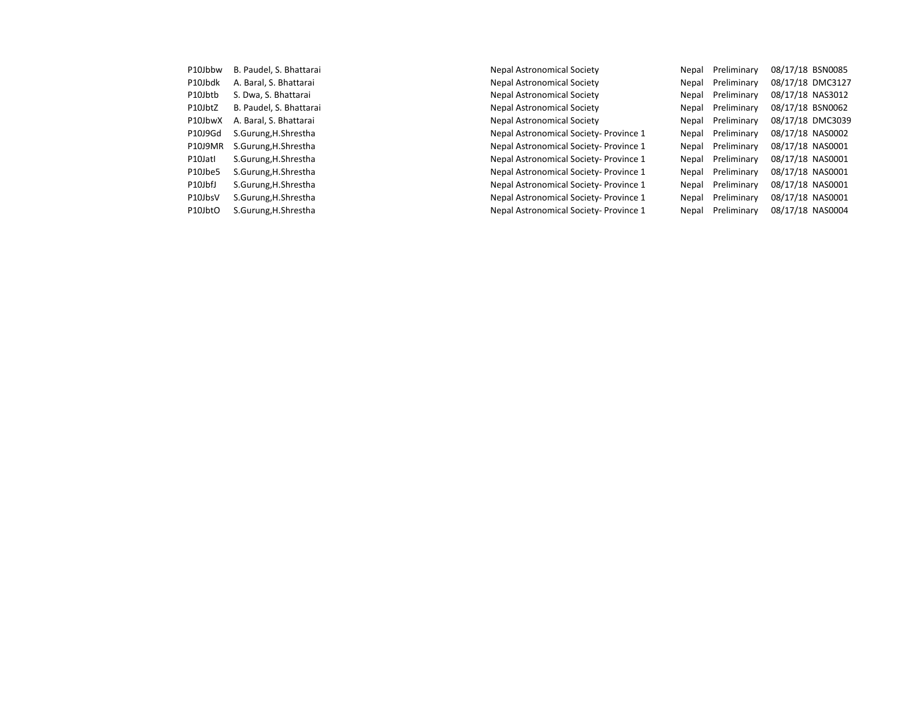| | | | | | | |
|---|---|---|---|---|---|---|
| P10Jbbw | B. Paudel, S. Bhattarai | Nepal Astronomical Society | Nepal | Preliminary | 08/17/18 | BSN0085 |
| P10Jbdk | A. Baral, S. Bhattarai | Nepal Astronomical Society | Nepal | Preliminary | 08/17/18 | DMC3127 |
| P10Jbtb | S. Dwa, S. Bhattarai | Nepal Astronomical Society | Nepal | Preliminary | 08/17/18 | NAS3012 |
| P10JbtZ | B. Paudel, S. Bhattarai | Nepal Astronomical Society | Nepal | Preliminary | 08/17/18 | BSN0062 |
| P10JbwX | A. Baral, S. Bhattarai | Nepal Astronomical Society | Nepal | Preliminary | 08/17/18 | DMC3039 |
| P10J9Gd | S.Gurung,H.Shrestha | Nepal Astronomical Society- Province 1 | Nepal | Preliminary | 08/17/18 | NAS0002 |
| P10J9MR | S.Gurung,H.Shrestha | Nepal Astronomical Society- Province 1 | Nepal | Preliminary | 08/17/18 | NAS0001 |
| P10JatI | S.Gurung,H.Shrestha | Nepal Astronomical Society- Province 1 | Nepal | Preliminary | 08/17/18 | NAS0001 |
| P10Jbe5 | S.Gurung,H.Shrestha | Nepal Astronomical Society- Province 1 | Nepal | Preliminary | 08/17/18 | NAS0001 |
| P10JbfJ | S.Gurung,H.Shrestha | Nepal Astronomical Society- Province 1 | Nepal | Preliminary | 08/17/18 | NAS0001 |
| P10JbsV | S.Gurung,H.Shrestha | Nepal Astronomical Society- Province 1 | Nepal | Preliminary | 08/17/18 | NAS0001 |
| P10JbtO | S.Gurung,H.Shrestha | Nepal Astronomical Society- Province 1 | Nepal | Preliminary | 08/17/18 | NAS0004 |